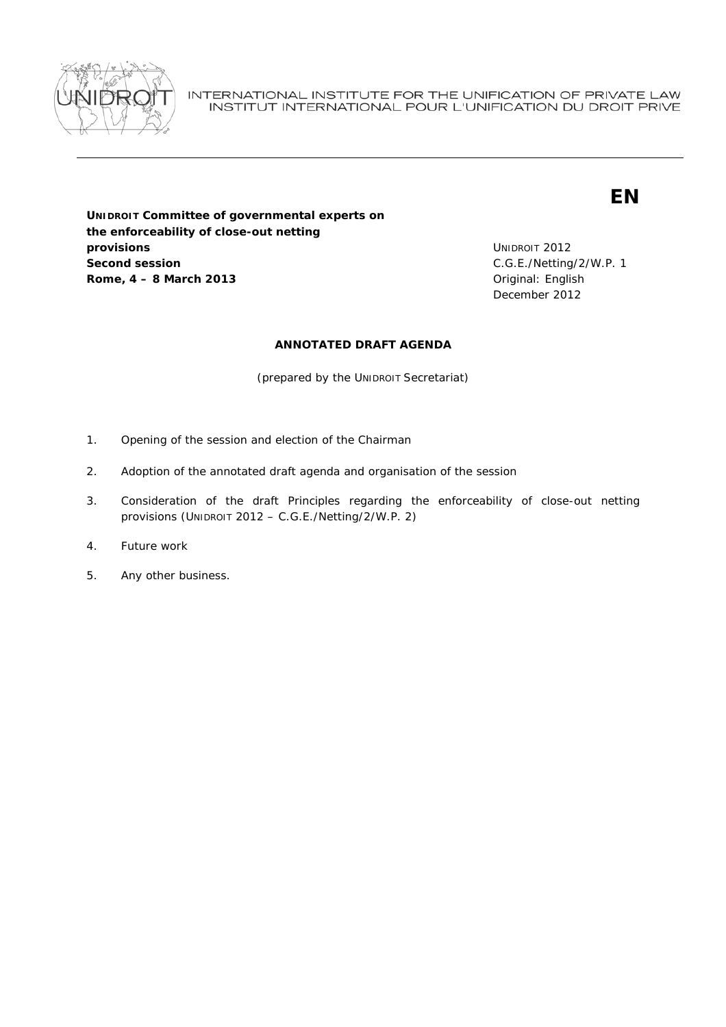INTERNATIONAL INSTITUTE FOR THE UNIFICATION OF PRIVATE LAW
INSTITUT INTERNATIONAL POUR L'UNIFICATION DU DROIT PRIVE

**EN**

**UNIDROIT Committee of governmental experts on the enforceability of close-out netting provisions**
**Second session**
**Rome, 4 – 8 March 2013**

UNIDROIT 2012
C.G.E./Netting/2/W.P. 1
Original: English
December 2012

## ANNOTATED DRAFT AGENDA

(prepared by the UNIDROIT Secretariat)

1. Opening of the session and election of the Chairman

2. Adoption of the annotated draft agenda and organisation of the session

3. Consideration of the draft Principles regarding the enforceability of close-out netting provisions (UNIDROIT 2012 – C.G.E./Netting/2/W.P. 2)

4. Future work

5. Any other business.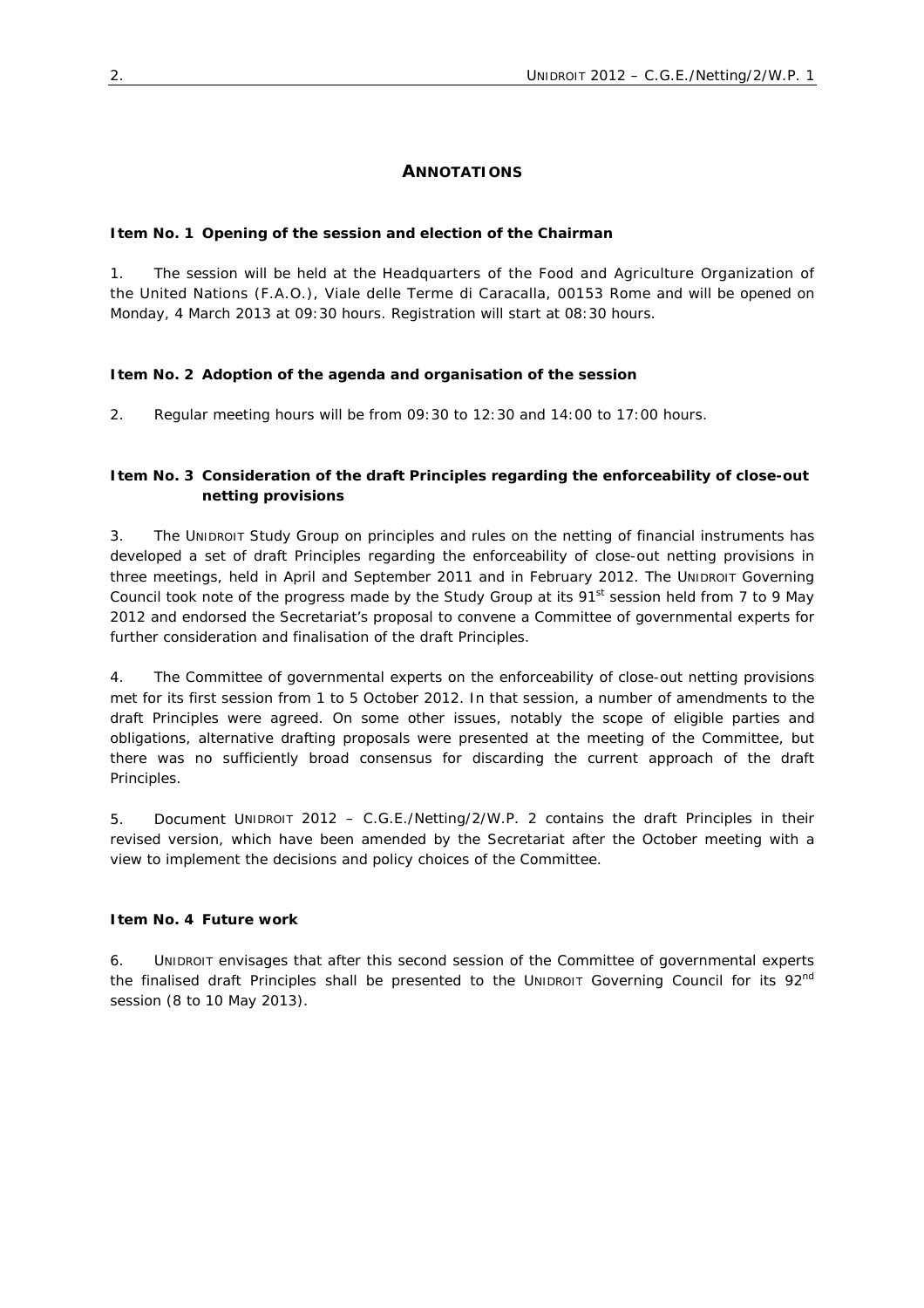## ANNOTATIONS

**Item No. 1 Opening of the session and election of the Chairman**

1. The session will be held at the Headquarters of the Food and Agriculture Organization of the United Nations (F.A.O.), Viale delle Terme di Caracalla, 00153 Rome and will be opened on Monday, 4 March 2013 at 09:30 hours. Registration will start at 08:30 hours.

**Item No. 2 Adoption of the agenda and organisation of the session**

2. Regular meeting hours will be from 09:30 to 12:30 and 14:00 to 17:00 hours.

**Item No. 3 Consideration of the draft Principles regarding the enforceability of close-out netting provisions**

3. The UNIDROIT Study Group on principles and rules on the netting of financial instruments has developed a set of draft Principles regarding the enforceability of close-out netting provisions in three meetings, held in April and September 2011 and in February 2012. The UNIDROIT Governing Council took note of the progress made by the Study Group at its 91st session held from 7 to 9 May 2012 and endorsed the Secretariat's proposal to convene a Committee of governmental experts for further consideration and finalisation of the draft Principles.

4. The Committee of governmental experts on the enforceability of close-out netting provisions met for its first session from 1 to 5 October 2012. In that session, a number of amendments to the draft Principles were agreed. On some other issues, notably the scope of eligible parties and obligations, alternative drafting proposals were presented at the meeting of the Committee, but there was no sufficiently broad consensus for discarding the current approach of the draft Principles.

5. Document UNIDROIT 2012 – C.G.E./Netting/2/W.P. 2 contains the draft Principles in their revised version, which have been amended by the Secretariat after the October meeting with a view to implement the decisions and policy choices of the Committee.

**Item No. 4 Future work**

6. UNIDROIT envisages that after this second session of the Committee of governmental experts the finalised draft Principles shall be presented to the UNIDROIT Governing Council for its 92nd session (8 to 10 May 2013).